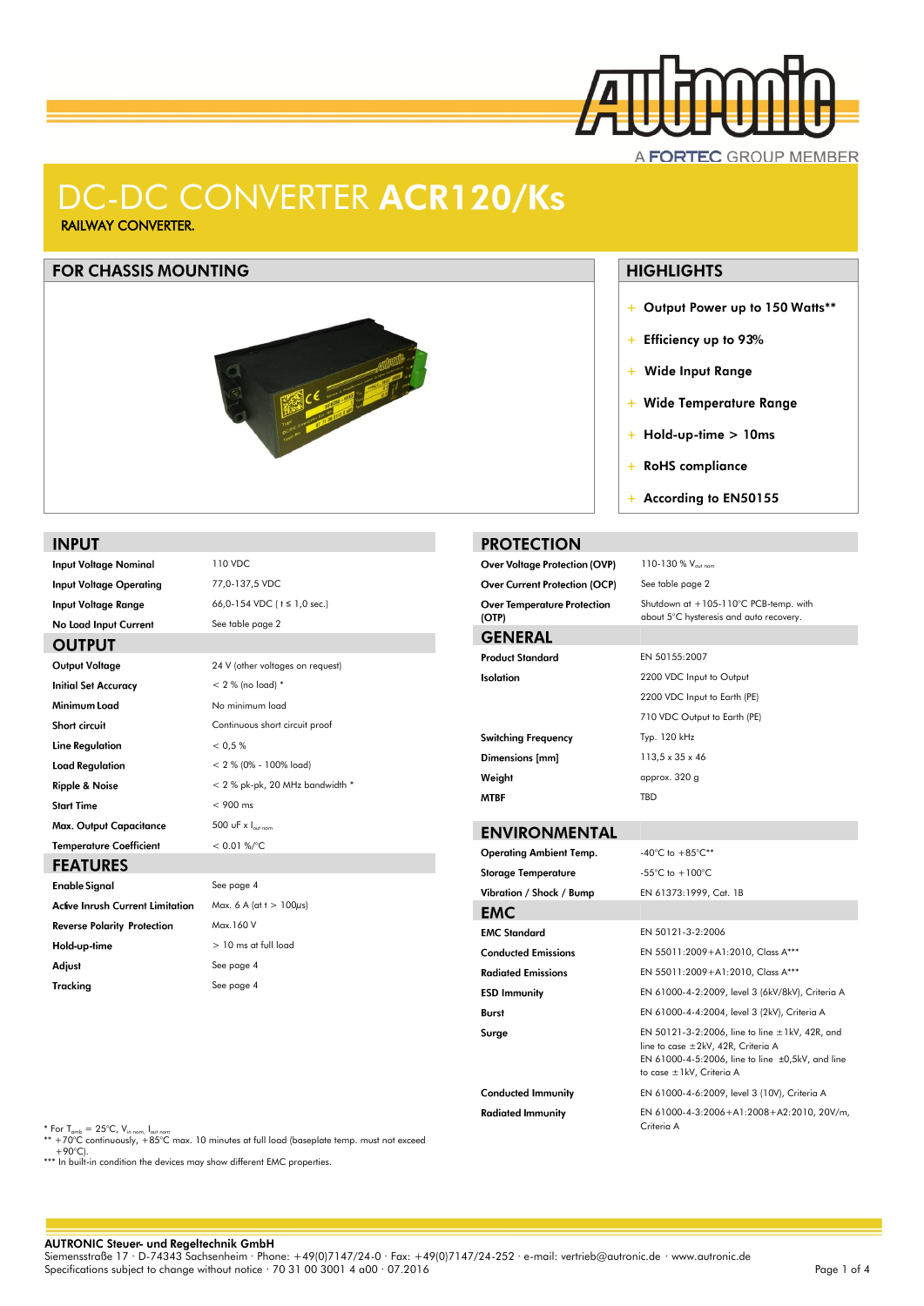# DC-DC CONVERTER **ACR120/Ks**

RAILWAY CONVERTER.

## FOR CHASSIS MOUNTING

## HIGHLIGHTS

- Output Power up to 150 Watts**
- Efficiency up to 93%
- Wide Input Range
- Wide Temperature Range
- Hold-up-time > 10ms
- RoHS compliance
- According to EN50155

## INPUT

| | |
|---|---|
| Input Voltage Nominal | 110 VDC |
| Input Voltage Operating | 77,0-137,5 VDC |
| Input Voltage Range | 66,0-154 VDC ( t ≤ 1,0 sec.) |
| No Load Input Current | See table page 2 |

## OUTPUT

| | |
|---|---|
| Output Voltage | 24 V (other voltages on request) |
| Initial Set Accuracy | < 2 % (no load) * |
| Minimum Load | No minimum load |
| Short circuit | Continuous short circuit proof |
| Line Regulation | < 0,5 % |
| Load Regulation | < 2 % (0% - 100% load) |
| Ripple & Noise | < 2 % pk-pk, 20 MHz bandwidth * |
| Start Time | < 900 ms |
| Max. Output Capacitance | 500 uF x $I_{out\ nom}$ |
| Temperature Coefficient | < 0.01 %/°C |

## FEATURES

| | |
|---|---|
| Enable Signal | See page 4 |
| Active Inrush Current Limitation | Max. 6 A (at t > 100µs) |
| Reverse Polarity Protection | Max.160 V |
| Hold-up-time | > 10 ms at full load |
| Adjust | See page 4 |
| Tracking | See page 4 |

## PROTECTION

| | |
|---|---|
| Over Voltage Protection (OVP) | 110-130 % $V_{out\ nom}$ |
| Over Current Protection (OCP) | See table page 2 |
| Over Temperature Protection (OTP) | Shutdown at +105-110°C PCB-temp. with about 5°C hysteresis and auto recovery. |

## GENERAL

| | |
|---|---|
| Product Standard | EN 50155:2007 |
| Isolation | 2200 VDC Input to Output |
| | 2200 VDC Input to Earth (PE) |
| | 710 VDC Output to Earth (PE) |
| Switching Frequency | Typ. 120 kHz |
| Dimensions [mm] | 113,5 x 35 x 46 |
| Weight | approx. 320 g |
| MTBF | TBD |

## ENVIRONMENTAL

| | |
|---|---|
| Operating Ambient Temp. | -40°C to +85°C** |
| Storage Temperature | -55°C to +100°C |
| Vibration / Shock / Bump | EN 61373:1999, Cat. 1B |

## EMC

| | |
|---|---|
| EMC Standard | EN 50121-3-2:2006 |
| Conducted Emissions | EN 55011:2009+A1:2010, Class A*** |
| Radiated Emissions | EN 55011:2009+A1:2010, Class A*** |
| ESD Immunity | EN 61000-4-2:2009, level 3 (6kV/8kV), Criteria A |
| Burst | EN 61000-4-4:2004, level 3 (2kV), Criteria A |
| Surge | EN 50121-3-2:2006, line to line ±1kV, 42R, and line to case ±2kV, 42R, Criteria A<br>EN 61000-4-5:2006, line to line ±0,5kV, and line to case ±1kV, Criteria A |
| Conducted Immunity | EN 61000-4-6:2009, level 3 (10V), Criteria A |
| Radiated Immunity | EN 61000-4-3:2006+A1:2008+A2:2010, 20V/m, Criteria A |

\* For $T_{amb}$ = 25°C, $V_{in\ nom}$, $I_{out\ nom}$
\*\* +70°C continuously, +85°C max. 10 minutes at full load (baseplate temp. must not exceed +90°C).
\*\*\* In built-in condition the devices may show different EMC properties.

**AUTRONIC Steuer- und Regeltechnik GmbH**
Siemensstraße 17 · D-74343 Sachsenheim · Phone: +49(0)7147/24-0 · Fax: +49(0)7147/24-252 · e-mail: vertrieb@autronic.de · www.autronic.de
Specifications subject to change without notice · 70 31 00 3001 4 a00 · 07.2016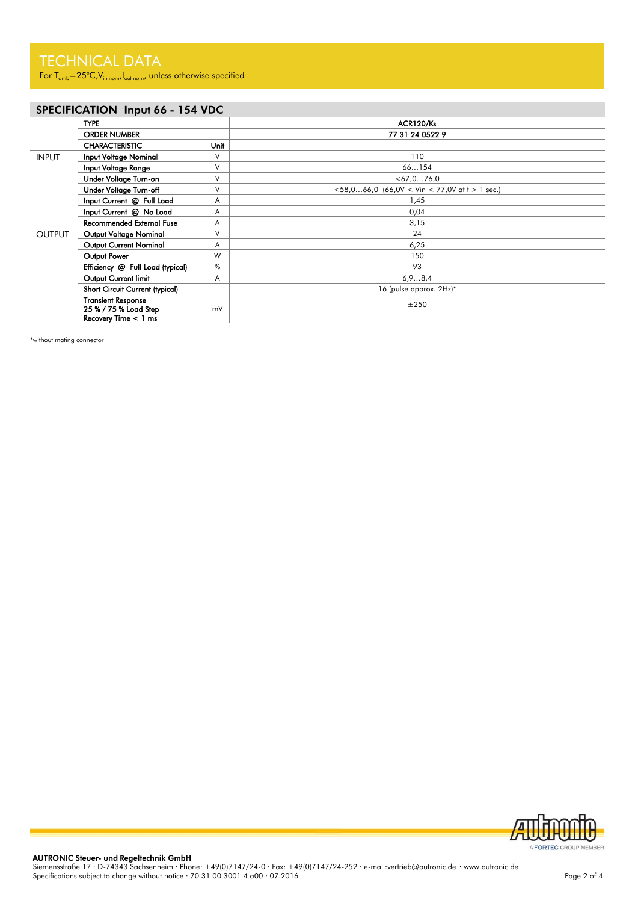# TECHNICAL DATA

For $T_{amb}$=25°C,$V_{in\ nom}$,$I_{out\ nom}$, unless otherwise specified

## SPECIFICATION Input 66 - 154 VDC

| | TYPE | | ACR120/Ks |
|---|---|---|---|
| | ORDER NUMBER | | 77 31 24 0522 9 |
| | CHARACTERISTIC | Unit | |
| INPUT | Input Voltage Nominal | V | 110 |
| | Input Voltage Range | V | 66…154 |
| | Under Voltage Turn-on | V | <67,0…76,0 |
| | Under Voltage Turn-off | V | <58,0…66,0 (66,0V < Vin < 77,0V at t > 1 sec.) |
| | Input Current @ Full Load | A | 1,45 |
| | Input Current @ No Load | A | 0,04 |
| | Recommended External Fuse | A | 3,15 |
| OUTPUT | Output Voltage Nominal | V | 24 |
| | Output Current Nominal | A | 6,25 |
| | Output Power | W | 150 |
| | Efficiency @ Full Load (typical) | % | 93 |
| | Output Current limit | A | 6,9…8,4 |
| | Short Circuit Current (typical) | | 16 (pulse approx. 2Hz)* |
| | Transient Response 25 % / 75 % Load Step Recovery Time < 1 ms | mV | ±250 |

*without mating connector

**AUTRONIC Steuer- und Regeltechnik GmbH**
Siemensstraße 17 · D-74343 Sachsenheim · Phone: +49(0)7147/24-0 · Fax: +49(0)7147/24-252 · e-mail:vertrieb@autronic.de · www.autronic.de
Specifications subject to change without notice · 70 31 00 3001 4 a00 · 07.2016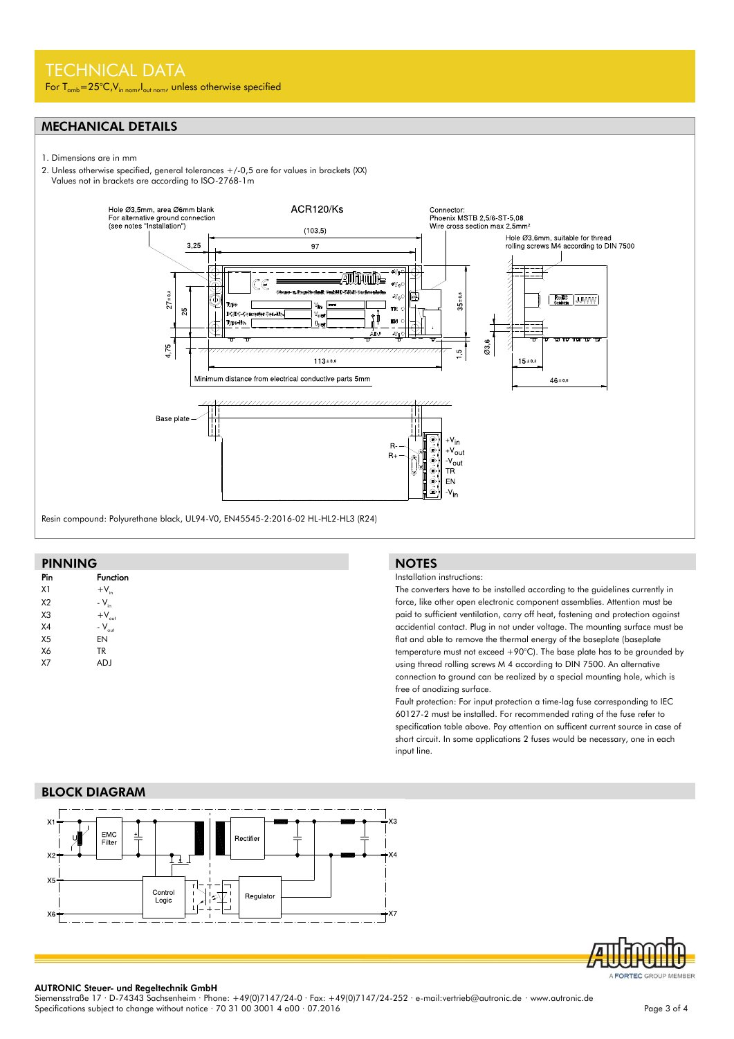# TECHNICAL DATA

For $T_{amb}$=25°C, $V_{in\ nom}$, $I_{out\ nom}$, unless otherwise specified

## MECHANICAL DETAILS

1. Dimensions are in mm
2. Unless otherwise specified, general tolerances +/-0,5 are for values in brackets (XX)
   Values not in brackets are according to ISO-2768-1m

ACR120/Ks

Hole Ø3,5mm, area Ø6mm blank
For alternative ground connection
(see notes "Installation")

Connector:
Phoenix MSTB 2,5/6-ST-5,08
Wire cross section max 2,5mm²

Hole Ø3,6mm, suitable for thread rolling screws M4 according to DIN 7500

Minimum distance from electrical conductive parts 5mm

Base plate

Resin compound: Polyurethane black, UL94-V0, EN45545-2:2016-02 HL-HL2-HL3 (R24)

## PINNING

| Pin | Function |
|---|---|
| X1 | $+V_{in}$ |
| X2 | $-V_{in}$ |
| X3 | $+V_{out}$ |
| X4 | $-V_{out}$ |
| X5 | EN |
| X6 | TR |
| X7 | ADJ |

## NOTES

Installation instructions:

The converters have to be installed according to the guidelines currently in force, like other open electronic component assemblies. Attention must be paid to sufficient ventilation, carry off heat, fastening and protection against accidential contact. Plug in not under voltage. The mounting surface must be flat and able to remove the thermal energy of the baseplate (baseplate temperature must not exceed +90°C). The base plate has to be grounded by using thread rolling screws M 4 according to DIN 7500. An alternative connection to ground can be realized by a special mounting hole, which is free of anodizing surface.

Fault protection: For input protection a time-lag fuse corresponding to IEC 60127-2 must be installed. For recommended rating of the fuse refer to specification table above. Pay attention on sufficent current source in case of short circuit. In some applications 2 fuses would be necessary, one in each input line.

## BLOCK DIAGRAM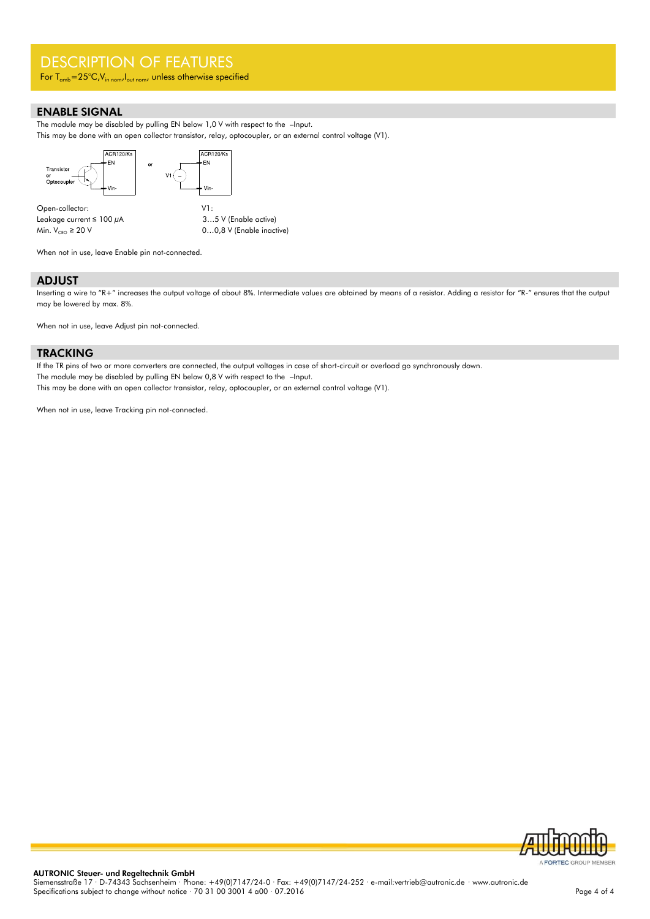# DESCRIPTION OF FEATURES

For $T_{amb}$=25°C,$V_{in\ nom}$,$I_{out\ nom}$, unless otherwise specified

## ENABLE SIGNAL

The module may be disabled by pulling EN below 1,0 V with respect to the –Input.
This may be done with an open collector transistor, relay, optocoupler, or an external control voltage (V1).

ACR120/Ks
EN
Transistor
or
Optocoupler
Vin-
or
ACR120/Ks
EN
V1
Vin-

Open-collector:
Leakage current ≤ 100 µA
Min. $V_{CEO}$ ≥ 20 V

V1:
3…5 V (Enable active)
0…0,8 V (Enable inactive)

When not in use, leave Enable pin not-connected.

## ADJUST

Inserting a wire to "R+" increases the output voltage of about 8%. Intermediate values are obtained by means of a resistor. Adding a resistor for "R-" ensures that the output may be lowered by max. 8%.

When not in use, leave Adjust pin not-connected.

## TRACKING

If the TR pins of two or more converters are connected, the output voltages in case of short-circuit or overload go synchronously down.
The module may be disabled by pulling EN below 0,8 V with respect to the –Input.
This may be done with an open collector transistor, relay, optocoupler, or an external control voltage (V1).

When not in use, leave Tracking pin not-connected.

**AUTRONIC Steuer- und Regeltechnik GmbH**
Siemensstraße 17 · D-74343 Sachsenheim · Phone: +49(0)7147/24-0 · Fax: +49(0)7147/24-252 · e-mail:vertrieb@autronic.de · www.autronic.de
Specifications subject to change without notice · 70 31 00 3001 4 a00 · 07.2016